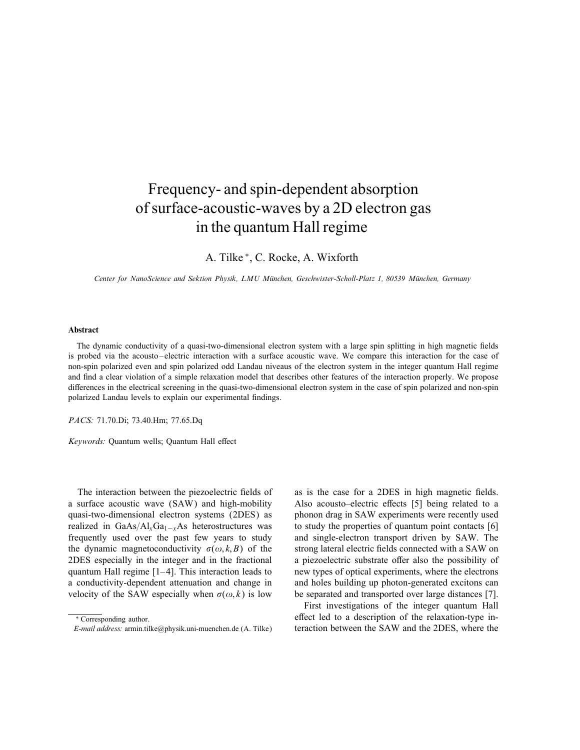# Frequency- and spin-dependent absorption of surface-acoustic-waves by a 2D electron gas in the quantum Hall regime

A. Tilke *, C. Rocke, A. Wixforth

*Center for NanoScience and Sektion Physik, LMU München, Geschwister-Scholl-Platz 1, 80539 München, Germany*

### Abstract

The dynamic conductivity of a quasi-two-dimensional electron system with a large spin splitting in high magnetic fields is probed via the acousto–electric interaction with a surface acoustic wave. We compare this interaction for the case of non-spin polarized even and spin polarized odd Landau niveaus of the electron system in the integer quantum Hall regime and find a clear violation of a simple relaxation model that describes other features of the interaction properly. We propose differences in the electrical screening in the quasi-two-dimensional electron system in the case of spin polarized and non-spin polarized Landau levels to explain our experimental findings.

*PACS:* 71.70.Di; 73.40.Hm; 77.65.Dq

*Keywords:* Quantum wells; Quantum Hall effect

The interaction between the piezoelectric fields of a surface acoustic wave (SAW) and high-mobility quasi-two-dimensional electron systems (2DES) as realized in $GaAs/Al_xGa_{1-x}As$ heterostructures was frequently used over the past few years to study the dynamic magnetoconductivity $\sigma(\omega, k, B)$ of the 2DES especially in the integer and in the fractional quantum Hall regime [1–4]. This interaction leads to a conductivity-dependent attenuation and change in velocity of the SAW especially when $\sigma(\omega, k)$ is low as is the case for a 2DES in high magnetic fields. Also acousto–electric effects [5] being related to a phonon drag in SAW experiments were recently used to study the properties of quantum point contacts [6] and single-electron transport driven by SAW. The strong lateral electric fields connected with a SAW on a piezoelectric substrate offer also the possibility of new types of optical experiments, where the electrons and holes building up photon-generated excitons can be separated and transported over large distances [7].

First investigations of the integer quantum Hall effect led to a description of the relaxation-type interaction between the SAW and the 2DES, where the

* Corresponding author.
*E-mail address:* armin.tilke@physik.uni-muenchen.de (A. Tilke)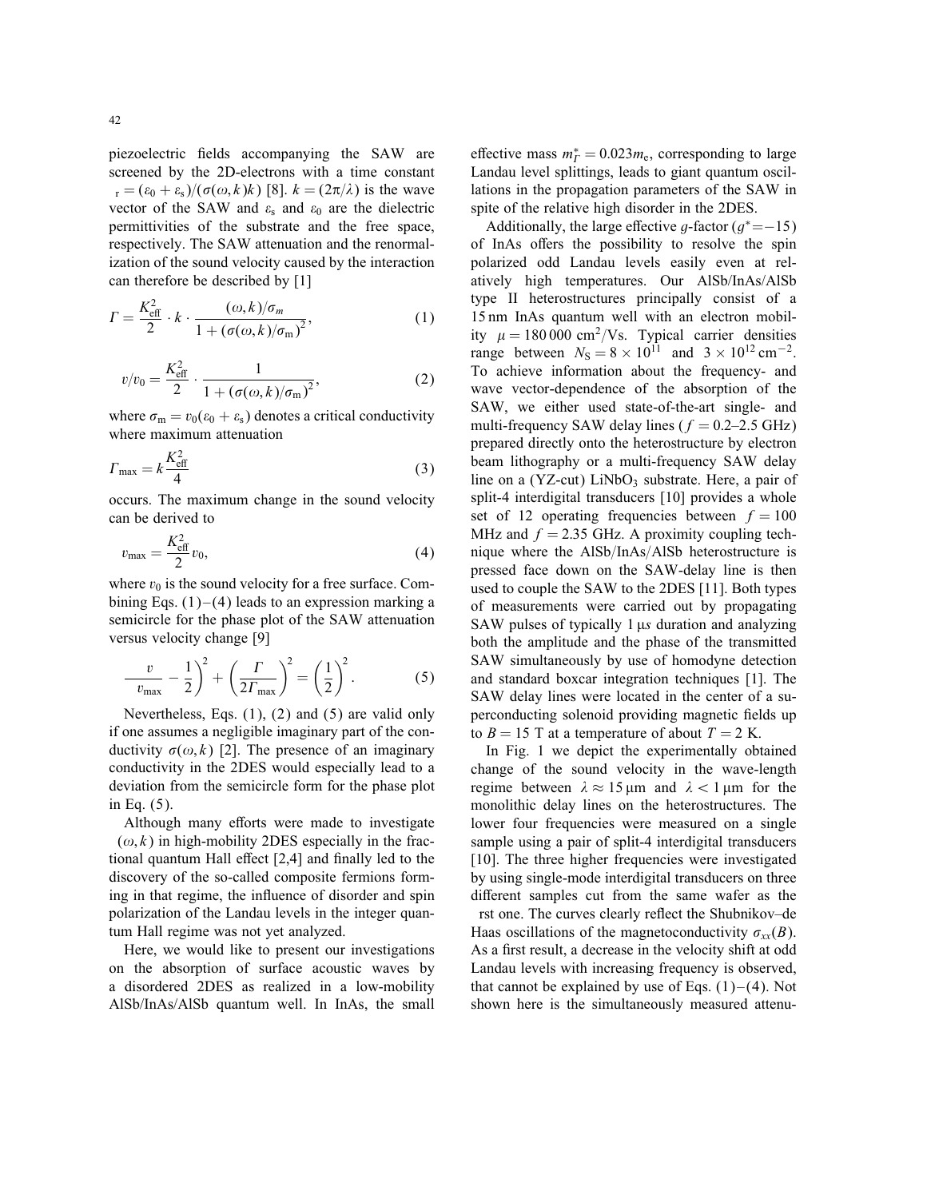piezoelectric fields accompanying the SAW are screened by the 2D-electrons with a time constant $_r = (\varepsilon_0 + \varepsilon_s)/(\sigma(\omega, k)k)$ [8]. $k = (2\pi/\lambda)$ is the wave vector of the SAW and $\varepsilon_s$ and $\varepsilon_0$ are the dielectric permittivities of the substrate and the free space, respectively. The SAW attenuation and the renormalization of the sound velocity caused by the interaction can therefore be described by [1]

$$\Gamma = \frac{K_{\text{eff}}^2}{2} \cdot k \cdot \frac{(\omega, k)/\sigma_m}{1 + (\sigma(\omega, k)/\sigma_m)^2}, \tag{1}$$

$$v/v_0 = \frac{K_{\text{eff}}^2}{2} \cdot \frac{1}{1 + (\sigma(\omega, k)/\sigma_m)^2}, \tag{2}$$

where $\sigma_m = v_0(\varepsilon_0 + \varepsilon_s)$ denotes a critical conductivity where maximum attenuation

$$\Gamma_{\max} = k \frac{K_{\text{eff}}^2}{4} \tag{3}$$

occurs. The maximum change in the sound velocity can be derived to

$$v_{\max} = \frac{K_{\text{eff}}^2}{2} v_0, \tag{4}$$

where $v_0$ is the sound velocity for a free surface. Combining Eqs. (1)–(4) leads to an expression marking a semicircle for the phase plot of the SAW attenuation versus velocity change [9]

$$\left(\frac{v}{v_{\max}} - \frac{1}{2}\right)^2 + \left(\frac{\Gamma}{2\Gamma_{\max}}\right)^2 = \left(\frac{1}{2}\right)^2. \tag{5}$$

Nevertheless, Eqs. (1), (2) and (5) are valid only if one assumes a negligible imaginary part of the conductivity $\sigma(\omega, k)$ [2]. The presence of an imaginary conductivity in the 2DES would especially lead to a deviation from the semicircle form for the phase plot in Eq. (5).

Although many efforts were made to investigate $(\omega, k)$ in high-mobility 2DES especially in the fractional quantum Hall effect [2,4] and finally led to the discovery of the so-called composite fermions forming in that regime, the influence of disorder and spin polarization of the Landau levels in the integer quantum Hall regime was not yet analyzed.

Here, we would like to present our investigations on the absorption of surface acoustic waves by a disordered 2DES as realized in a low-mobility AlSb/InAs/AlSb quantum well. In InAs, the small effective mass $m_\Gamma^* = 0.023 m_e$, corresponding to large Landau level splittings, leads to giant quantum oscillations in the propagation parameters of the SAW in spite of the relative high disorder in the 2DES.

Additionally, the large effective $g$-factor ($g^* = -15$) of InAs offers the possibility to resolve the spin polarized odd Landau levels easily even at relatively high temperatures. Our AlSb/InAs/AlSb type II heterostructures principally consist of a 15 nm InAs quantum well with an electron mobility $\mu = 180\,000\ \text{cm}^2/\text{Vs}$. Typical carrier densities range between $N_S = 8 \times 10^{11}$ and $3 \times 10^{12}\ \text{cm}^{-2}$. To achieve information about the frequency- and wave vector-dependence of the absorption of the SAW, we either used state-of-the-art single- and multi-frequency SAW delay lines ($f = 0.2$–$2.5$ GHz) prepared directly onto the heterostructure by electron beam lithography or a multi-frequency SAW delay line on a (YZ-cut) $LiNbO_3$ substrate. Here, a pair of split-4 interdigital transducers [10] provides a whole set of 12 operating frequencies between $f = 100$ MHz and $f = 2.35$ GHz. A proximity coupling technique where the AlSb/InAs/AlSb heterostructure is pressed face down on the SAW-delay line is then used to couple the SAW to the 2DES [11]. Both types of measurements were carried out by propagating SAW pulses of typically 1 μs duration and analyzing both the amplitude and the phase of the transmitted SAW simultaneously by use of homodyne detection and standard boxcar integration techniques [1]. The SAW delay lines were located in the center of a superconducting solenoid providing magnetic fields up to $B = 15$ T at a temperature of about $T = 2$ K.

In Fig. 1 we depict the experimentally obtained change of the sound velocity in the wave-length regime between $\lambda \approx 15\ \mu\text{m}$ and $\lambda < 1\ \mu\text{m}$ for the monolithic delay lines on the heterostructures. The lower four frequencies were measured on a single sample using a pair of split-4 interdigital transducers [10]. The three higher frequencies were investigated by using single-mode interdigital transducers on three different samples cut from the same wafer as the rst one. The curves clearly reflect the Shubnikov–de Haas oscillations of the magnetoconductivity $\sigma_{xx}(B)$. As a first result, a decrease in the velocity shift at odd Landau levels with increasing frequency is observed, that cannot be explained by use of Eqs. (1)–(4). Not shown here is the simultaneously measured attenu-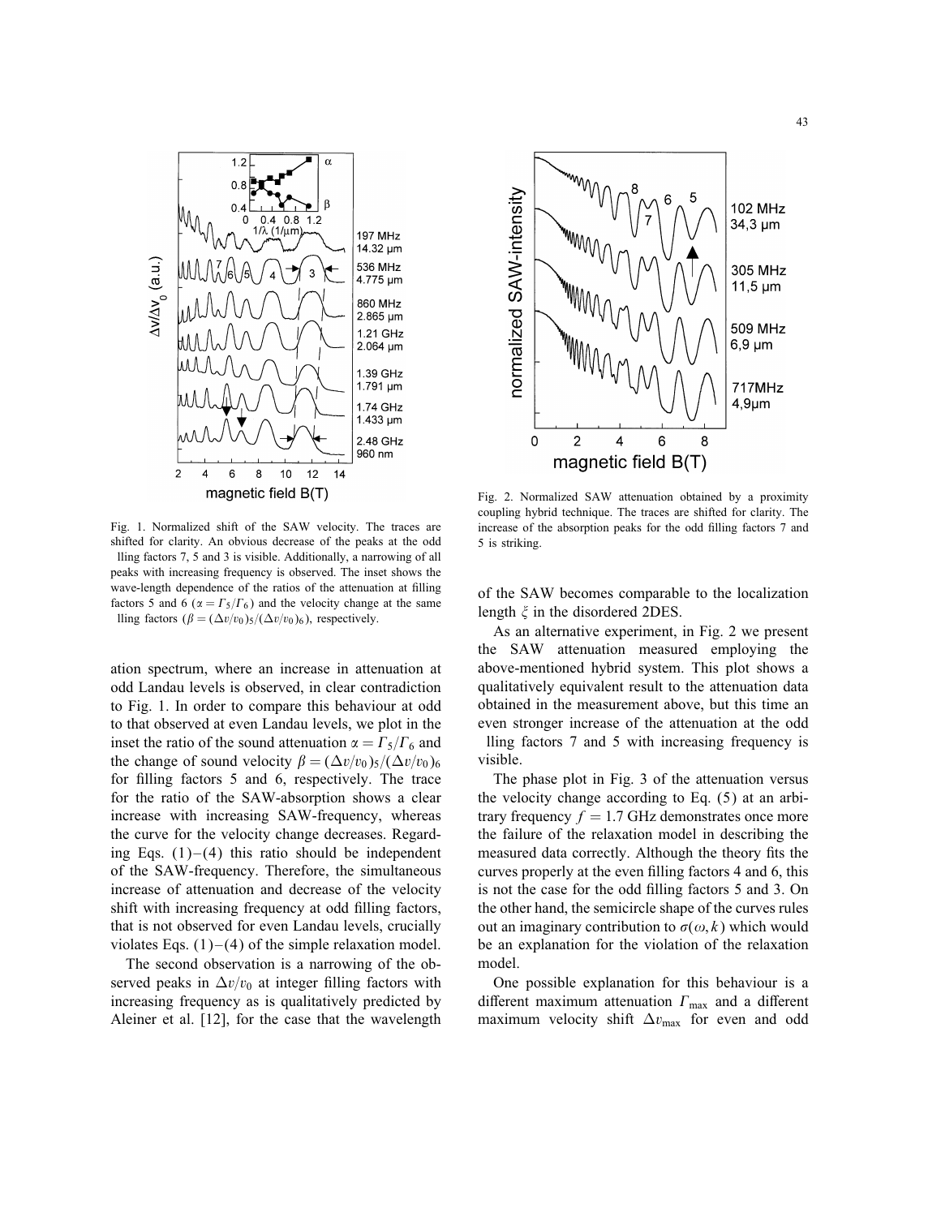Fig. 1. Normalized shift of the SAW velocity. The traces are shifted for clarity. An obvious decrease of the peaks at the odd  lling factors 7, 5 and 3 is visible. Additionally, a narrowing of all peaks with increasing frequency is observed. The inset shows the wave-length dependence of the ratios of the attenuation at filling factors 5 and 6 ($\alpha = \Gamma_5/\Gamma_6$) and the velocity change at the same  lling factors ($\beta = (\Delta v/v_0)_5/(\Delta v/v_0)_6$), respectively.

Fig. 2. Normalized SAW attenuation obtained by a proximity coupling hybrid technique. The traces are shifted for clarity. The increase of the absorption peaks for the odd filling factors 7 and 5 is striking.

ation spectrum, where an increase in attenuation at odd Landau levels is observed, in clear contradiction to Fig. 1. In order to compare this behaviour at odd to that observed at even Landau levels, we plot in the inset the ratio of the sound attenuation $\alpha = \Gamma_5/\Gamma_6$ and the change of sound velocity $\beta = (\Delta v/v_0)_5/(\Delta v/v_0)_6$ for filling factors 5 and 6, respectively. The trace for the ratio of the SAW-absorption shows a clear increase with increasing SAW-frequency, whereas the curve for the velocity change decreases. Regarding Eqs. (1)–(4) this ratio should be independent of the SAW-frequency. Therefore, the simultaneous increase of attenuation and decrease of the velocity shift with increasing frequency at odd filling factors, that is not observed for even Landau levels, crucially violates Eqs. (1)–(4) of the simple relaxation model.

The second observation is a narrowing of the observed peaks in $\Delta v/v_0$ at integer filling factors with increasing frequency as is qualitatively predicted by Aleiner et al. [12], for the case that the wavelength of the SAW becomes comparable to the localization length $\xi$ in the disordered 2DES.

As an alternative experiment, in Fig. 2 we present the SAW attenuation measured employing the above-mentioned hybrid system. This plot shows a qualitatively equivalent result to the attenuation data obtained in the measurement above, but this time an even stronger increase of the attenuation at the odd  lling factors 7 and 5 with increasing frequency is visible.

The phase plot in Fig. 3 of the attenuation versus the velocity change according to Eq. (5) at an arbitrary frequency $f = 1.7$ GHz demonstrates once more the failure of the relaxation model in describing the measured data correctly. Although the theory fits the curves properly at the even filling factors 4 and 6, this is not the case for the odd filling factors 5 and 3. On the other hand, the semicircle shape of the curves rules out an imaginary contribution to $\sigma(\omega, k)$ which would be an explanation for the violation of the relaxation model.

One possible explanation for this behaviour is a different maximum attenuation $\Gamma_{\max}$ and a different maximum velocity shift $\Delta v_{\max}$ for even and odd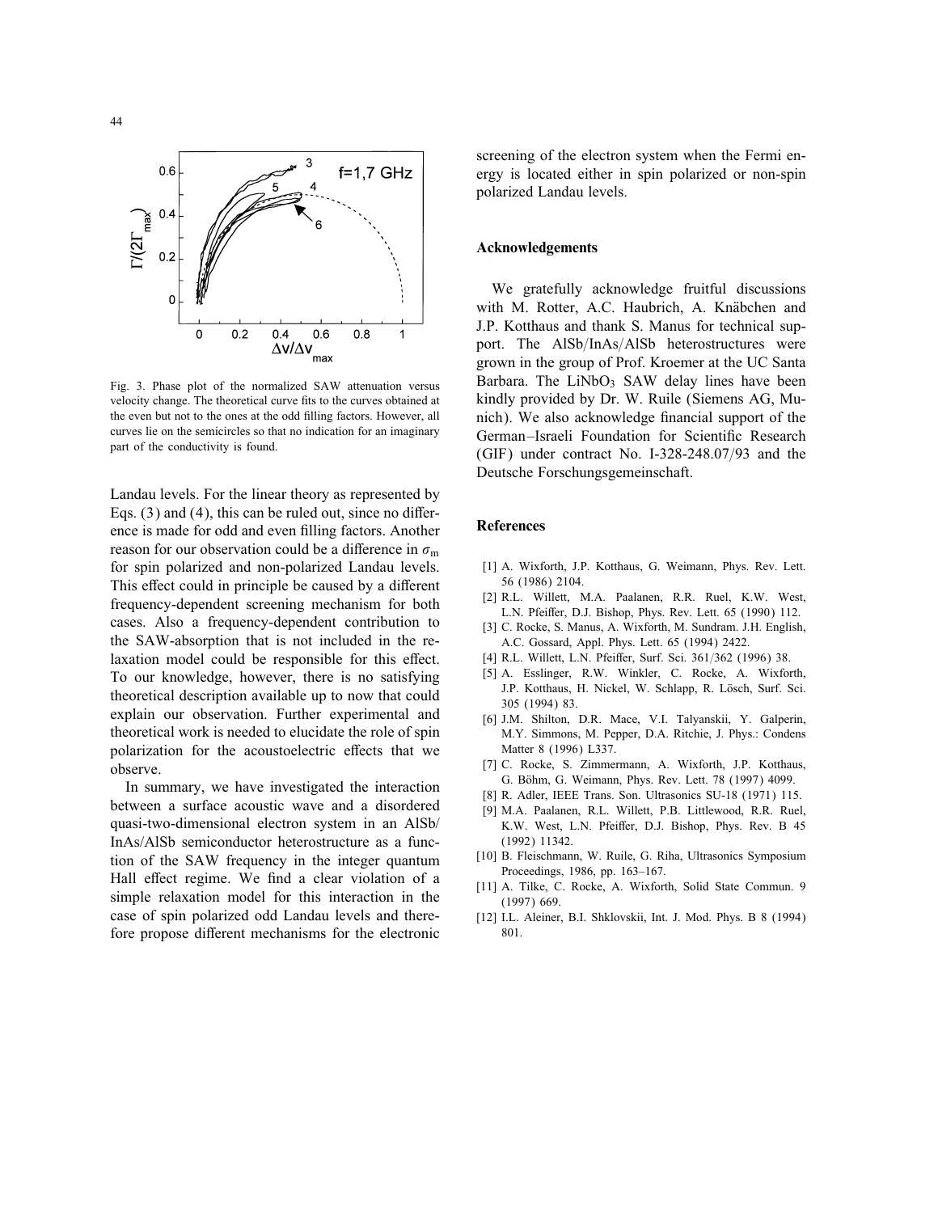3

f=1,7 GHz

5

4

6

0.6

0.4

0.2

0

$\Gamma/(2\Gamma_{max})$

0 0.2 0.4 0.6 0.8 1

$\Delta v/\Delta v_{max}$

Fig. 3. Phase plot of the normalized SAW attenuation versus velocity change. The theoretical curve fits to the curves obtained at the even but not to the ones at the odd filling factors. However, all curves lie on the semicircles so that no indication for an imaginary part of the conductivity is found.

Landau levels. For the linear theory as represented by Eqs. (3) and (4), this can be ruled out, since no difference is made for odd and even filling factors. Another reason for our observation could be a difference in $\sigma_m$ for spin polarized and non-polarized Landau levels. This effect could in principle be caused by a different frequency-dependent screening mechanism for both cases. Also a frequency-dependent contribution to the SAW-absorption that is not included in the relaxation model could be responsible for this effect. To our knowledge, however, there is no satisfying theoretical description available up to now that could explain our observation. Further experimental and theoretical work is needed to elucidate the role of spin polarization for the acoustoelectric effects that we observe.

In summary, we have investigated the interaction between a surface acoustic wave and a disordered quasi-two-dimensional electron system in an AlSb/InAs/AlSb semiconductor heterostructure as a function of the SAW frequency in the integer quantum Hall effect regime. We find a clear violation of a simple relaxation model for this interaction in the case of spin polarized odd Landau levels and therefore propose different mechanisms for the electronic screening of the electron system when the Fermi energy is located either in spin polarized or non-spin polarized Landau levels.

## Acknowledgements

We gratefully acknowledge fruitful discussions with M. Rotter, A.C. Haubrich, A. Knäbchen and J.P. Kotthaus and thank S. Manus for technical support. The AlSb/InAs/AlSb heterostructures were grown in the group of Prof. Kroemer at the UC Santa Barbara. The $LiNbO_3$ SAW delay lines have been kindly provided by Dr. W. Ruile (Siemens AG, Munich). We also acknowledge financial support of the German–Israeli Foundation for Scientific Research (GIF) under contract No. I-328-248.07/93 and the Deutsche Forschungsgemeinschaft.

## References

[1] A. Wixforth, J.P. Kotthaus, G. Weimann, Phys. Rev. Lett. 56 (1986) 2104.

[2] R.L. Willett, M.A. Paalanen, R.R. Ruel, K.W. West, L.N. Pfeiffer, D.J. Bishop, Phys. Rev. Lett. 65 (1990) 112.

[3] C. Rocke, S. Manus, A. Wixforth, M. Sundram. J.H. English, A.C. Gossard, Appl. Phys. Lett. 65 (1994) 2422.

[4] R.L. Willett, L.N. Pfeiffer, Surf. Sci. 361/362 (1996) 38.

[5] A. Esslinger, R.W. Winkler, C. Rocke, A. Wixforth, J.P. Kotthaus, H. Nickel, W. Schlapp, R. Lösch, Surf. Sci. 305 (1994) 83.

[6] J.M. Shilton, D.R. Mace, V.I. Talyanskii, Y. Galperin, M.Y. Simmons, M. Pepper, D.A. Ritchie, J. Phys.: Condens Matter 8 (1996) L337.

[7] C. Rocke, S. Zimmermann, A. Wixforth, J.P. Kotthaus, G. Böhm, G. Weimann, Phys. Rev. Lett. 78 (1997) 4099.

[8] R. Adler, IEEE Trans. Son. Ultrasonics SU-18 (1971) 115.

[9] M.A. Paalanen, R.L. Willett, P.B. Littlewood, R.R. Ruel, K.W. West, L.N. Pfeiffer, D.J. Bishop, Phys. Rev. B 45 (1992) 11342.

[10] B. Fleischmann, W. Ruile, G. Riha, Ultrasonics Symposium Proceedings, 1986, pp. 163–167.

[11] A. Tilke, C. Rocke, A. Wixforth, Solid State Commun. 9 (1997) 669.

[12] I.L. Aleiner, B.I. Shklovskii, Int. J. Mod. Phys. B 8 (1994) 801.